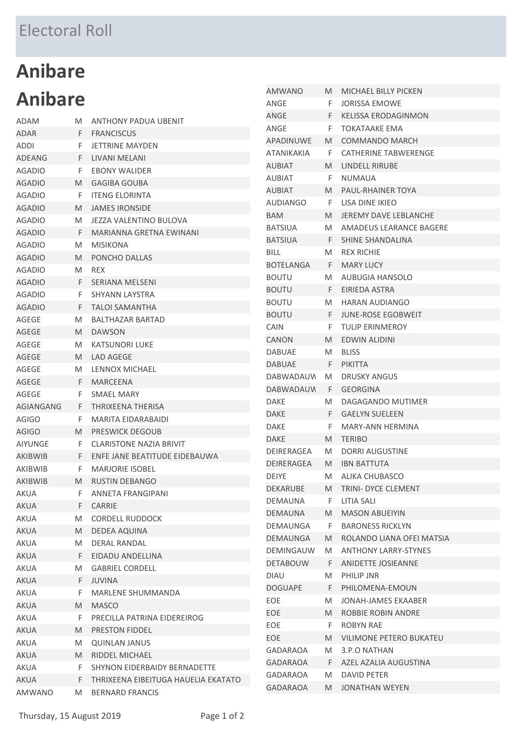# Electoral Roll

## Anibare

## Anibare

| Surname | Sex | Given Names |
|---|---|---|
| ADAM | M | ANTHONY PADUA UBENIT |
| ADAR | F | FRANCISCUS |
| ADDI | F | JETTRINE MAYDEN |
| ADEANG | F | LIVANI MELANI |
| AGADIO | F | EBONY WALIDER |
| AGADIO | M | GAGIBA GOUBA |
| AGADIO | F | ITENG ELORINTA |
| AGADIO | M | JAMES IRONSIDE |
| AGADIO | M | JEZZA VALENTINO BULOVA |
| AGADIO | F | MARIANNA GRETNA EWINANI |
| AGADIO | M | MISIKONA |
| AGADIO | M | PONCHO DALLAS |
| AGADIO | M | REX |
| AGADIO | F | SERIANA MELSENI |
| AGADIO | F | SHYANN LAYSTRA |
| AGADIO | F | TALOI SAMANTHA |
| AGEGE | M | BALTHAZAR BARTAD |
| AGEGE | M | DAWSON |
| AGEGE | M | KATSUNORI LUKE |
| AGEGE | M | LAD AGEGE |
| AGEGE | M | LENNOX MICHAEL |
| AGEGE | F | MARCEENA |
| AGEGE | F | SMAEL MARY |
| AGIANGANG | F | THRIXEENA THERISA |
| AGIGO | F | MARITA EIDARABAIDI |
| AGIGO | M | PRESWICK DEGOUB |
| AIYUNGE | F | CLARISTONE NAZIA BRIVIT |
| AKIBWIB | F | ENFE JANE BEATITUDE EIDEBAUWA |
| AKIBWIB | F | MARJORIE ISOBEL |
| AKIBWIB | M | RUSTIN DEBANGO |
| AKUA | F | ANNETA FRANGIPANI |
| AKUA | F | CARRIE |
| AKUA | M | CORDELL RUDDOCK |
| AKUA | M | DEDEA AQUINA |
| AKUA | M | DERAL RANDAL |
| AKUA | F | EIDADU ANDELLINA |
| AKUA | M | GABRIEL CORDELL |
| AKUA | F | JUVINA |
| AKUA | F | MARLENE SHUMMANDA |
| AKUA | M | MASCO |
| AKUA | F | PRECILLA PATRINA EIDEREIROG |
| AKUA | M | PRESTON FIDDEL |
| AKUA | M | QUINLAN JANUS |
| AKUA | M | RIDDEL MICHAEL |
| AKUA | F | SHYNON EIDERBAIDY BERNADETTE |
| AKUA | F | THRIXEENA EIBEITUGA HAUELIA EKATATO |
| AMWANO | M | BERNARD FRANCIS |
| AMWANO | M | MICHAEL BILLY PICKEN |
| ANGE | F | JORISSA EMOWE |
| ANGE | F | KELISSA ERODAGINMON |
| ANGE | F | TOKATAAKE EMA |
| APADINUWE | M | COMMANDO MARCH |
| ATANIKAKIA | F | CATHERINE TABWERENGE |
| AUBIAT | M | LINDELL RIRUBE |
| AUBIAT | F | NUMAUA |
| AUBIAT | M | PAUL-RHAINER TOYA |
| AUDIANGO | F | LISA DINE IKIEO |
| BAM | M | JEREMY DAVE LEBLANCHE |
| BATSIUA | M | AMADEUS LEARANCE BAGERE |
| BATSIUA | F | SHINE SHANDALINA |
| BILL | M | REX RICHIE |
| BOTELANGA | F | MARY LUCY |
| BOUTU | M | AUBUGIA HANSOLO |
| BOUTU | F | EIRIEDA ASTRA |
| BOUTU | M | HARAN AUDIANGO |
| BOUTU | F | JUNE-ROSE EGOBWEIT |
| CAIN | F | TULIP ERINMEROY |
| CANON | M | EDWIN ALIDINI |
| DABUAE | M | BLISS |
| DABUAE | F | PIKITTA |
| DABWADAUW | M | DRUSKY ANGUS |
| DABWADAUW | F | GEORGINA |
| DAKE | M | DAGAGANDO MUTIMER |
| DAKE | F | GAELYN SUELEEN |
| DAKE | F | MARY-ANN HERMINA |
| DAKE | M | TERIBO |
| DEIRERAGEA | M | DORRI AUGUSTINE |
| DEIRERAGEA | M | IBN BATTUTA |
| DEIYE | M | ALIKA CHUBASCO |
| DEKARUBE | M | TRINI- DYCE CLEMENT |
| DEMAUNA | F | LITIA SALI |
| DEMAUNA | M | MASON ABUEIYIN |
| DEMAUNGA | F | BARONESS RICKLYN |
| DEMAUNGA | M | ROLANDO LIANA OFEI MATSIA |
| DEMINGAUW | M | ANTHONY LARRY-STYNES |
| DETABOUW | F | ANIDETTE JOSIEANNE |
| DIAU | M | PHILIP JNR |
| DOGUAPE | F | PHILOMENA-EMOUN |
| EOE | M | JONAH-JAMES EKAABER |
| EOE | M | ROBBIE ROBIN ANDRE |
| EOE | F | ROBYN RAE |
| EOE | M | VILIMONE PETERO BUKATEU |
| GADARAOA | M | 3.P.O NATHAN |
| GADARAOA | F | AZEL AZALIA AUGUSTINA |
| GADARAOA | M | DAVID PETER |
| GADARAOA | M | JONATHAN WEYEN |

Thursday, 15 August 2019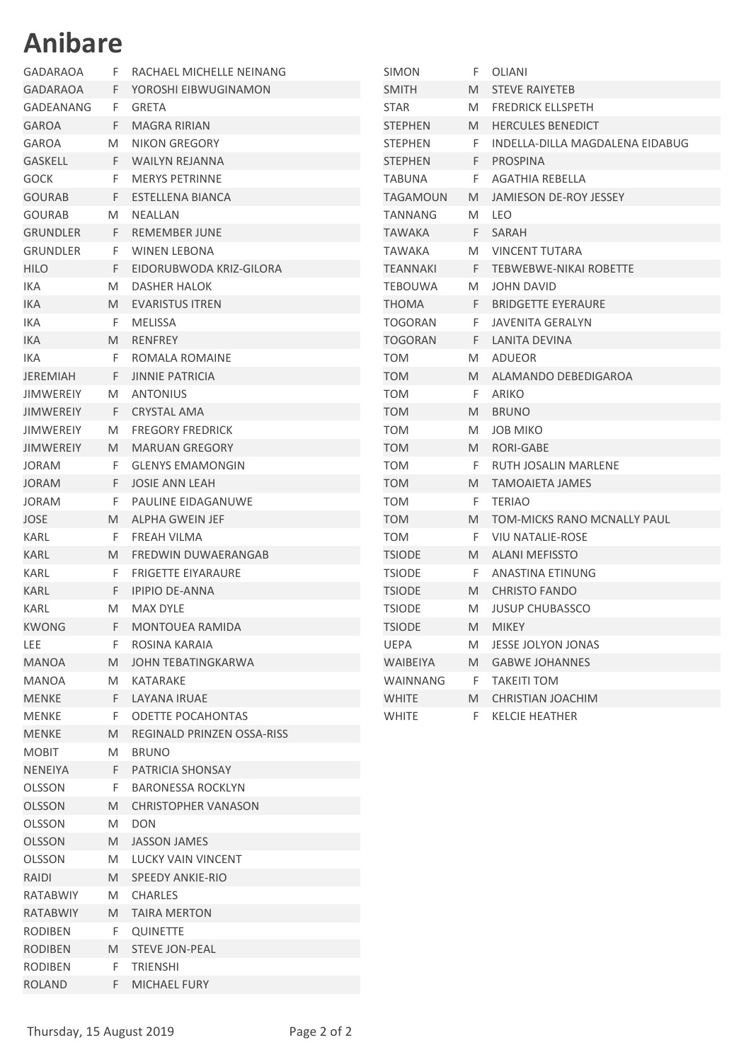# Anibare

| | | |
|---|---|---|
| GADARAOA | F | RACHAEL MICHELLE NEINANG |
| GADARAOA | F | YOROSHI EIBWUGINAMON |
| GADEANANG | F | GRETA |
| GAROA | F | MAGRA RIRIAN |
| GAROA | M | NIKON GREGORY |
| GASKELL | F | WAILYN REJANNA |
| GOCK | F | MERYS PETRINNE |
| GOURAB | F | ESTELLENA BIANCA |
| GOURAB | M | NEALLAN |
| GRUNDLER | F | REMEMBER JUNE |
| GRUNDLER | F | WINEN LEBONA |
| HILO | F | EIDORUBWODA KRIZ-GILORA |
| IKA | M | DASHER HALOK |
| IKA | M | EVARISTUS ITREN |
| IKA | F | MELISSA |
| IKA | M | RENFREY |
| IKA | F | ROMALA ROMAINE |
| JEREMIAH | F | JINNIE PATRICIA |
| JIMWEREIY | M | ANTONIUS |
| JIMWEREIY | F | CRYSTAL AMA |
| JIMWEREIY | M | FREGORY FREDRICK |
| JIMWEREIY | M | MARUAN GREGORY |
| JORAM | F | GLENYS EMAMONGIN |
| JORAM | F | JOSIE ANN LEAH |
| JORAM | F | PAULINE EIDAGANUWE |
| JOSE | M | ALPHA GWEIN JEF |
| KARL | F | FREAH VILMA |
| KARL | M | FREDWIN DUWAERANGAB |
| KARL | F | FRIGETTE EIYARAURE |
| KARL | F | IPIPIO DE-ANNA |
| KARL | M | MAX DYLE |
| KWONG | F | MONTOUEA RAMIDA |
| LEE | F | ROSINA KARAIA |
| MANOA | M | JOHN TEBATINGKARWA |
| MANOA | M | KATARAKE |
| MENKE | F | LAYANA IRUAE |
| MENKE | F | ODETTE POCAHONTAS |
| MENKE | M | REGINALD PRINZEN OSSA-RISS |
| MOBIT | M | BRUNO |
| NENEIYA | F | PATRICIA SHONSAY |
| OLSSON | F | BARONESSA ROCKLYN |
| OLSSON | M | CHRISTOPHER VANASON |
| OLSSON | M | DON |
| OLSSON | M | JASSON JAMES |
| OLSSON | M | LUCKY VAIN VINCENT |
| RAIDI | M | SPEEDY ANKIE-RIO |
| RATABWIY | M | CHARLES |
| RATABWIY | M | TAIRA MERTON |
| RODIBEN | F | QUINETTE |
| RODIBEN | M | STEVE JON-PEAL |
| RODIBEN | F | TRIENSHI |
| ROLAND | F | MICHAEL FURY |
| SIMON | F | OLIANI |
| SMITH | M | STEVE RAIYETEB |
| STAR | M | FREDRICK ELLSPETH |
| STEPHEN | M | HERCULES BENEDICT |
| STEPHEN | F | INDELLA-DILLA MAGDALENA EIDABUG |
| STEPHEN | F | PROSPINA |
| TABUNA | F | AGATHIA REBELLA |
| TAGAMOUN | M | JAMIESON DE-ROY JESSEY |
| TANNANG | M | LEO |
| TAWAKA | F | SARAH |
| TAWAKA | M | VINCENT TUTARA |
| TEANNAKI | F | TEBWEBWE-NIKAI ROBETTE |
| TEBOUWA | M | JOHN DAVID |
| THOMA | F | BRIDGETTE EYERAURE |
| TOGORAN | F | JAVENITA GERALYN |
| TOGORAN | F | LANITA DEVINA |
| TOM | M | ADUEOR |
| TOM | M | ALAMANDO DEBEDIGAROA |
| TOM | F | ARIKO |
| TOM | M | BRUNO |
| TOM | M | JOB MIKO |
| TOM | M | RORI-GABE |
| TOM | F | RUTH JOSALIN MARLENE |
| TOM | M | TAMOAIETA JAMES |
| TOM | F | TERIAO |
| TOM | M | TOM-MICKS RANO MCNALLY PAUL |
| TOM | F | VIU NATALIE-ROSE |
| TSIODE | M | ALANI MEFISSTO |
| TSIODE | F | ANASTINA ETINUNG |
| TSIODE | M | CHRISTO FANDO |
| TSIODE | M | JUSUP CHUBASSCO |
| TSIODE | M | MIKEY |
| UEPA | M | JESSE JOLYON JONAS |
| WAIBEIYA | M | GABWE JOHANNES |
| WAINNANG | F | TAKEITI TOM |
| WHITE | M | CHRISTIAN JOACHIM |
| WHITE | F | KELCIE HEATHER |

Thursday, 15 August 2019